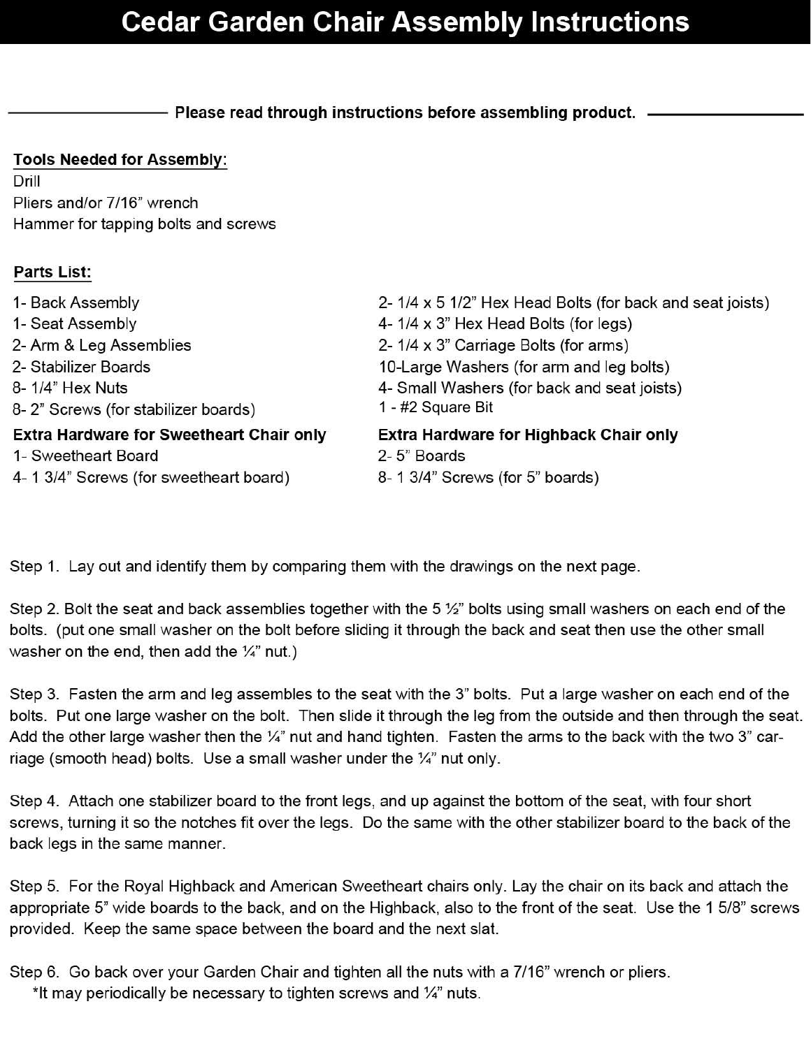# Cedar Garden Chair Assembly Instructions

**Please read through instructions before assembling product.**

**Tools Needed for Assembly:**

Drill
Pliers and/or 7/16" wrench
Hammer for tapping bolts and screws

**Parts List:**

1- Back Assembly
1- Seat Assembly
2- Arm & Leg Assemblies
2- Stabilizer Boards
8- 1/4" Hex Nuts
8- 2" Screws (for stabilizer boards)

**Extra Hardware for Sweetheart Chair only**

1- Sweetheart Board
4- 1 3/4" Screws (for sweetheart board)

2- 1/4 x 5 1/2" Hex Head Bolts (for back and seat joists)
4- 1/4 x 3" Hex Head Bolts (for legs)
2- 1/4 x 3" Carriage Bolts (for arms)
10-Large Washers (for arm and leg bolts)
4- Small Washers (for back and seat joists)
1 - #2 Square Bit

**Extra Hardware for Highback Chair only**

2- 5" Boards
8- 1 3/4" Screws (for 5" boards)

Step 1. Lay out and identify them by comparing them with the drawings on the next page.

Step 2. Bolt the seat and back assemblies together with the 5 ½" bolts using small washers on each end of the bolts. (put one small washer on the bolt before sliding it through the back and seat then use the other small washer on the end, then add the ¼" nut.)

Step 3. Fasten the arm and leg assembles to the seat with the 3" bolts. Put a large washer on each end of the bolts. Put one large washer on the bolt. Then slide it through the leg from the outside and then through the seat. Add the other large washer then the ¼" nut and hand tighten. Fasten the arms to the back with the two 3" carriage (smooth head) bolts. Use a small washer under the ¼" nut only.

Step 4. Attach one stabilizer board to the front legs, and up against the bottom of the seat, with four short screws, turning it so the notches fit over the legs. Do the same with the other stabilizer board to the back of the back legs in the same manner.

Step 5. For the Royal Highback and American Sweetheart chairs only. Lay the chair on its back and attach the appropriate 5" wide boards to the back, and on the Highback, also to the front of the seat. Use the 1 5/8" screws provided. Keep the same space between the board and the next slat.

Step 6. Go back over your Garden Chair and tighten all the nuts with a 7/16" wrench or pliers.
*It may periodically be necessary to tighten screws and ¼" nuts.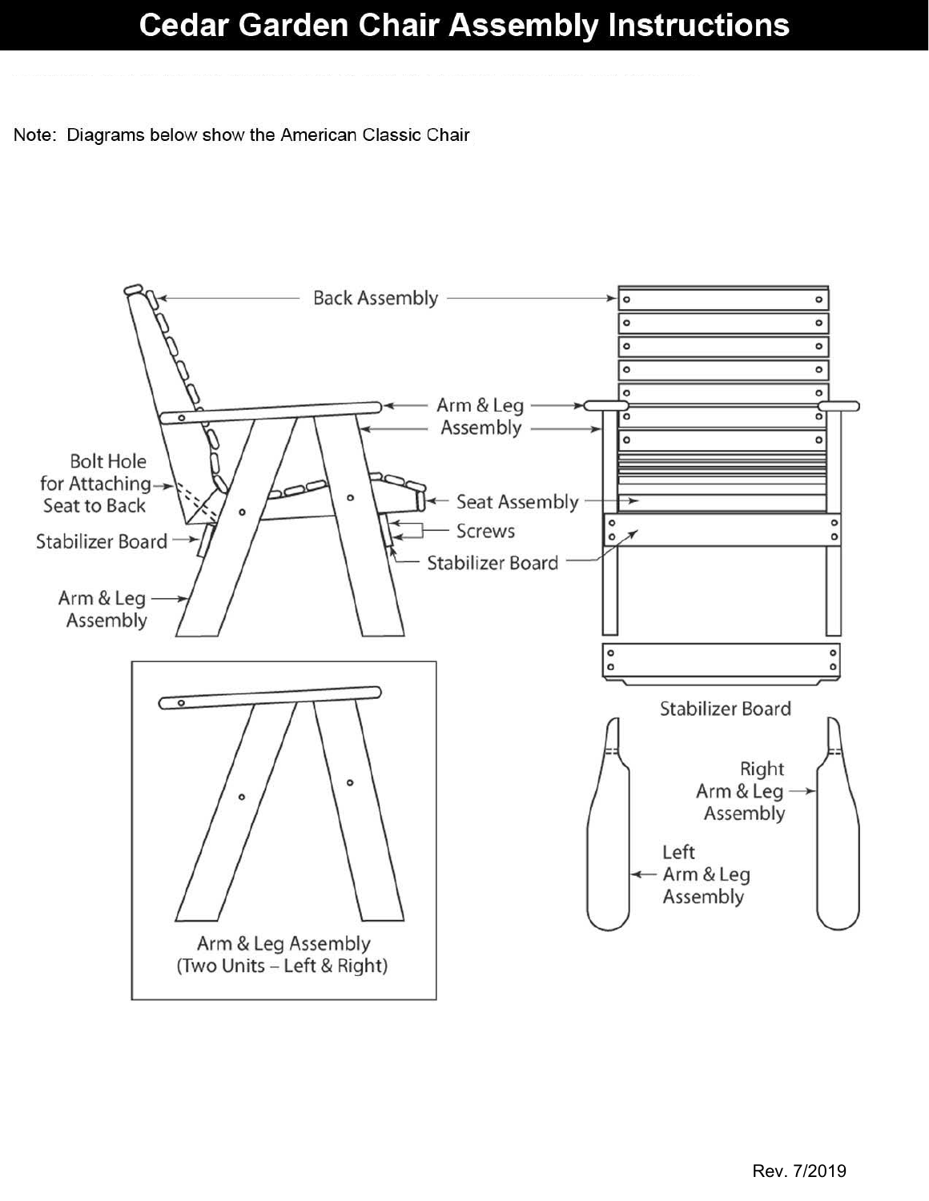# Cedar Garden Chair Assembly Instructions

Note: Diagrams below show the American Classic Chair

Back Assembly

Arm & Leg Assembly

Bolt Hole for Attaching Seat to Back

Seat Assembly

Screws

Stabilizer Board

Stabilizer Board

Arm & Leg Assembly

Arm & Leg Assembly (Two Units – Left & Right)

Stabilizer Board

Right Arm & Leg Assembly

Left Arm & Leg Assembly

Rev. 7/2019